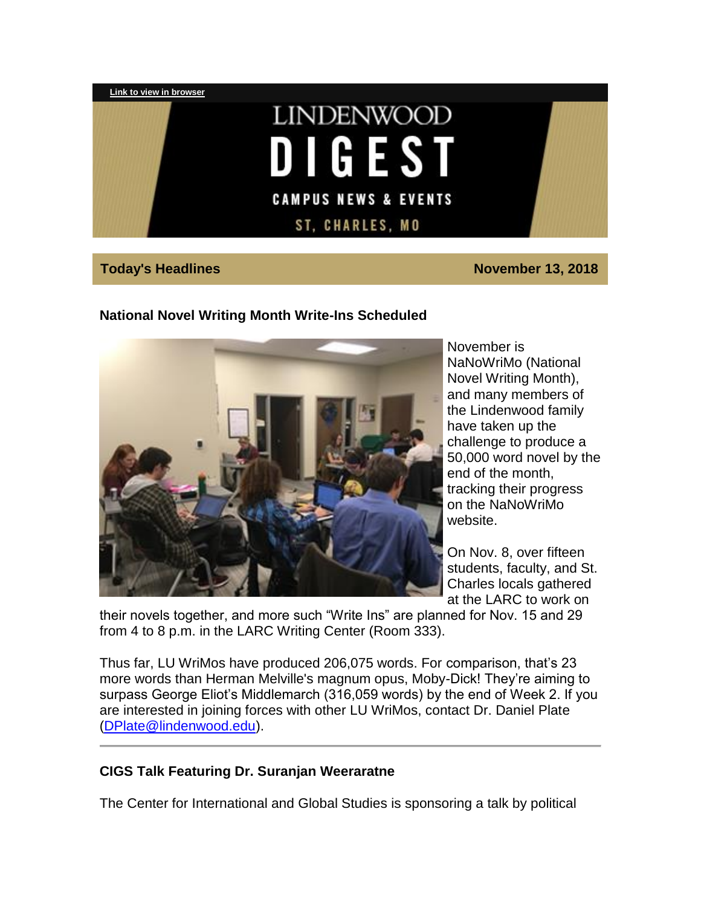[Link to view in browser](#)

# LINDENWOOD DIGEST

CAMPUS NEWS & EVENTS

ST, CHARLES, MO

**Today's Headlines** | **November 13, 2018**

### National Novel Writing Month Write-Ins Scheduled

November is NaNoWriMo (National Novel Writing Month), and many members of the Lindenwood family have taken up the challenge to produce a 50,000 word novel by the end of the month, tracking their progress on the NaNoWriMo website.

On Nov. 8, over fifteen students, faculty, and St. Charles locals gathered at the LARC to work on their novels together, and more such "Write Ins" are planned for Nov. 15 and 29 from 4 to 8 p.m. in the LARC Writing Center (Room 333).

Thus far, LU WriMos have produced 206,075 words. For comparison, that's 23 more words than Herman Melville's magnum opus, Moby-Dick! They're aiming to surpass George Eliot's Middlemarch (316,059 words) by the end of Week 2. If you are interested in joining forces with other LU WriMos, contact Dr. Daniel Plate (DPlate@lindenwood.edu).

---

### CIGS Talk Featuring Dr. Suranjan Weeraratne

The Center for International and Global Studies is sponsoring a talk by political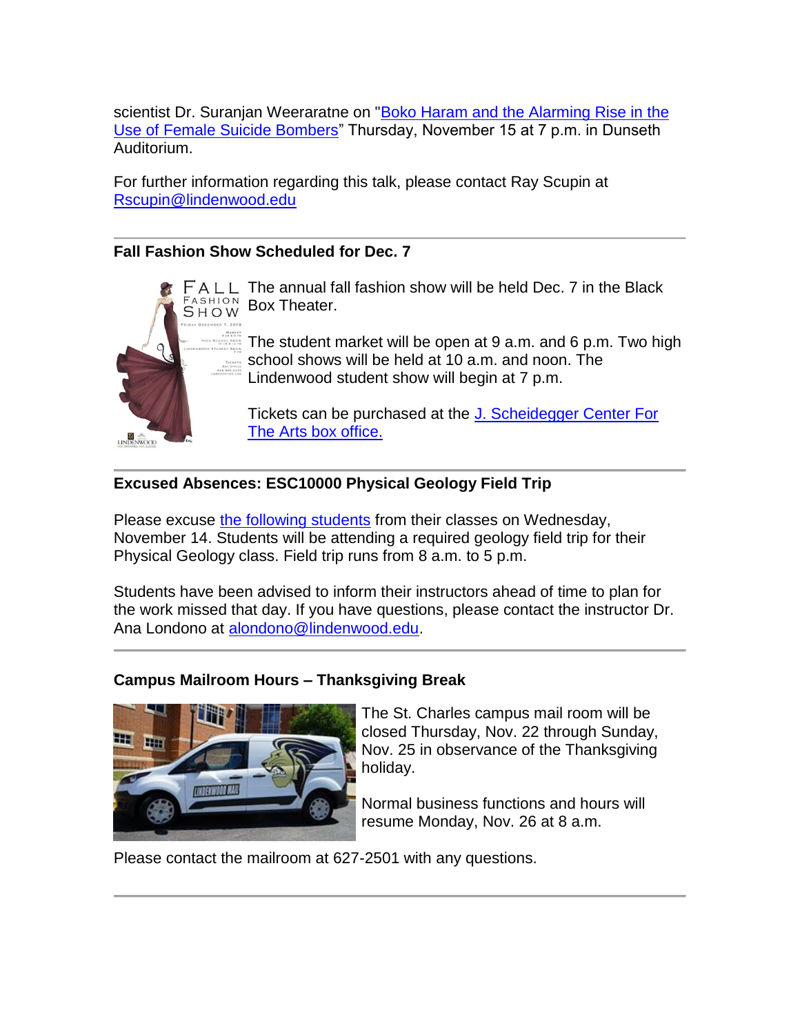scientist Dr. Suranjan Weeraratne on "Boko Haram and the Alarming Rise in the Use of Female Suicide Bombers" Thursday, November 15 at 7 p.m. in Dunseth Auditorium.

For further information regarding this talk, please contact Ray Scupin at Rscupin@lindenwood.edu

---

**Fall Fashion Show Scheduled for Dec. 7**

The annual fall fashion show will be held Dec. 7 in the Black Box Theater.

The student market will be open at 9 a.m. and 6 p.m. Two high school shows will be held at 10 a.m. and noon. The Lindenwood student show will begin at 7 p.m.

Tickets can be purchased at the J. Scheidegger Center For The Arts box office.

---

**Excused Absences: ESC10000 Physical Geology Field Trip**

Please excuse the following students from their classes on Wednesday, November 14. Students will be attending a required geology field trip for their Physical Geology class. Field trip runs from 8 a.m. to 5 p.m.

Students have been advised to inform their instructors ahead of time to plan for the work missed that day. If you have questions, please contact the instructor Dr. Ana Londono at alondono@lindenwood.edu.

---

**Campus Mailroom Hours – Thanksgiving Break**

The St. Charles campus mail room will be closed Thursday, Nov. 22 through Sunday, Nov. 25 in observance of the Thanksgiving holiday.

Normal business functions and hours will resume Monday, Nov. 26 at 8 a.m.

Please contact the mailroom at 627-2501 with any questions.

---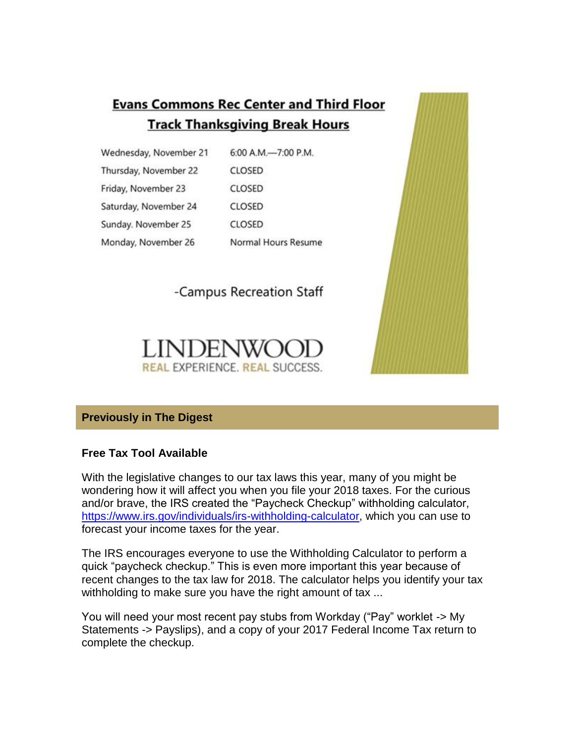## Evans Commons Rec Center and Third Floor Track Thanksgiving Break Hours

| | |
|---|---|
| Wednesday, November 21 | 6:00 A.M.—7:00 P.M. |
| Thursday, November 22 | CLOSED |
| Friday, November 23 | CLOSED |
| Saturday, November 24 | CLOSED |
| Sunday. November 25 | CLOSED |
| Monday, November 26 | Normal Hours Resume |

-Campus Recreation Staff

LINDENWOOD
REAL EXPERIENCE. REAL SUCCESS.

## Previously in The Digest

### Free Tax Tool Available

With the legislative changes to our tax laws this year, many of you might be wondering how it will affect you when you file your 2018 taxes. For the curious and/or brave, the IRS created the "Paycheck Checkup" withholding calculator, https://www.irs.gov/individuals/irs-withholding-calculator, which you can use to forecast your income taxes for the year.

The IRS encourages everyone to use the Withholding Calculator to perform a quick "paycheck checkup." This is even more important this year because of recent changes to the tax law for 2018. The calculator helps you identify your tax withholding to make sure you have the right amount of tax ...

You will need your most recent pay stubs from Workday ("Pay" worklet -> My Statements -> Payslips), and a copy of your 2017 Federal Income Tax return to complete the checkup.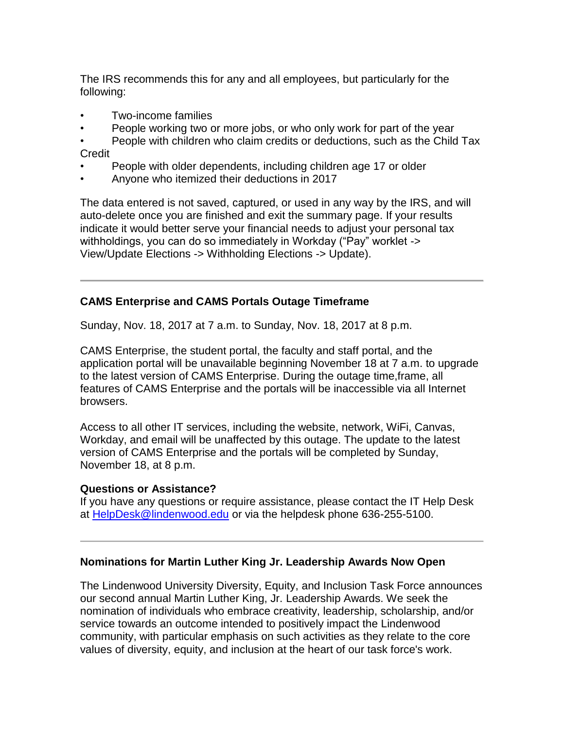The IRS recommends this for any and all employees, but particularly for the following:

- Two-income families
- People working two or more jobs, or who only work for part of the year
- People with children who claim credits or deductions, such as the Child Tax Credit
- People with older dependents, including children age 17 or older
- Anyone who itemized their deductions in 2017

The data entered is not saved, captured, or used in any way by the IRS, and will auto-delete once you are finished and exit the summary page. If your results indicate it would better serve your financial needs to adjust your personal tax withholdings, you can do so immediately in Workday ("Pay" worklet -> View/Update Elections -> Withholding Elections -> Update).

---

**CAMS Enterprise and CAMS Portals Outage Timeframe**

Sunday, Nov. 18, 2017 at 7 a.m. to Sunday, Nov. 18, 2017 at 8 p.m.

CAMS Enterprise, the student portal, the faculty and staff portal, and the application portal will be unavailable beginning November 18 at 7 a.m. to upgrade to the latest version of CAMS Enterprise. During the outage time,frame, all features of CAMS Enterprise and the portals will be inaccessible via all Internet browsers.

Access to all other IT services, including the website, network, WiFi, Canvas, Workday, and email will be unaffected by this outage. The update to the latest version of CAMS Enterprise and the portals will be completed by Sunday, November 18, at 8 p.m.

**Questions or Assistance?**
If you have any questions or require assistance, please contact the IT Help Desk at HelpDesk@lindenwood.edu or via the helpdesk phone 636-255-5100.

---

**Nominations for Martin Luther King Jr. Leadership Awards Now Open**

The Lindenwood University Diversity, Equity, and Inclusion Task Force announces our second annual Martin Luther King, Jr. Leadership Awards. We seek the nomination of individuals who embrace creativity, leadership, scholarship, and/or service towards an outcome intended to positively impact the Lindenwood community, with particular emphasis on such activities as they relate to the core values of diversity, equity, and inclusion at the heart of our task force's work.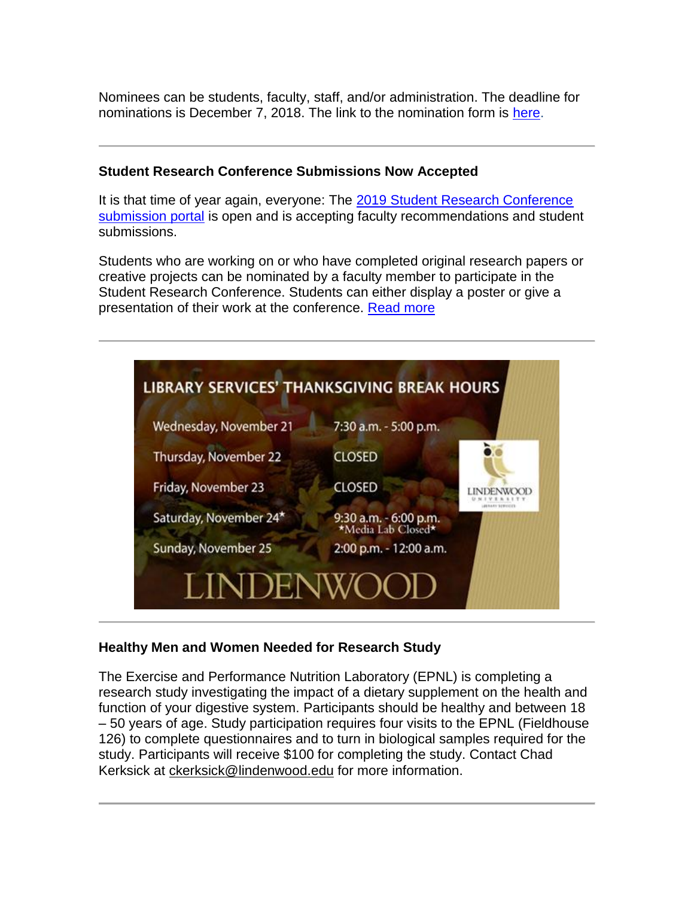Nominees can be students, faculty, staff, and/or administration. The deadline for nominations is December 7, 2018. The link to the nomination form is here.

---

**Student Research Conference Submissions Now Accepted**

It is that time of year again, everyone: The 2019 Student Research Conference submission portal is open and is accepting faculty recommendations and student submissions.

Students who are working on or who have completed original research papers or creative projects can be nominated by a faculty member to participate in the Student Research Conference. Students can either display a poster or give a presentation of their work at the conference. Read more

---

**LIBRARY SERVICES' THANKSGIVING BREAK HOURS**

| Day | Hours |
|---|---|
| Wednesday, November 21 | 7:30 a.m. - 5:00 p.m. |
| Thursday, November 22 | CLOSED |
| Friday, November 23 | CLOSED |
| Saturday, November 24* | 9:30 a.m. - 6:00 p.m. *Media Lab Closed* |
| Sunday, November 25 | 2:00 p.m. - 12:00 a.m. |

LINDENWOOD

---

**Healthy Men and Women Needed for Research Study**

The Exercise and Performance Nutrition Laboratory (EPNL) is completing a research study investigating the impact of a dietary supplement on the health and function of your digestive system. Participants should be healthy and between 18 – 50 years of age. Study participation requires four visits to the EPNL (Fieldhouse 126) to complete questionnaires and to turn in biological samples required for the study. Participants will receive $100 for completing the study. Contact Chad Kerksick at ckerksick@lindenwood.edu for more information.

---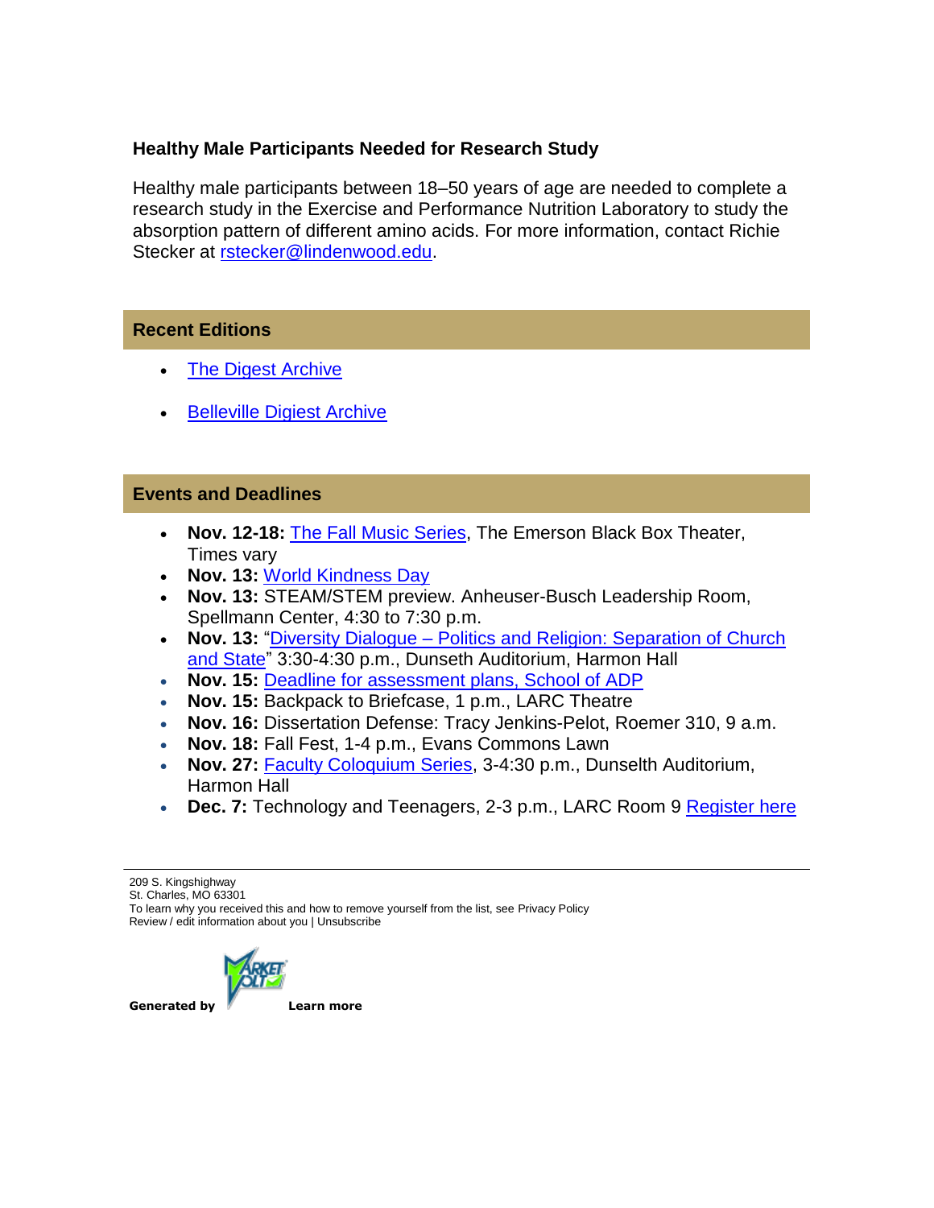### Healthy Male Participants Needed for Research Study

Healthy male participants between 18–50 years of age are needed to complete a research study in the Exercise and Performance Nutrition Laboratory to study the absorption pattern of different amino acids. For more information, contact Richie Stecker at rstecker@lindenwood.edu.

## Recent Editions

- The Digest Archive
- Belleville Digiest Archive

## Events and Deadlines

- **Nov. 12-18:** The Fall Music Series, The Emerson Black Box Theater, Times vary
- **Nov. 13:** World Kindness Day
- **Nov. 13:** STEAM/STEM preview. Anheuser-Busch Leadership Room, Spellmann Center, 4:30 to 7:30 p.m.
- **Nov. 13:** "Diversity Dialogue – Politics and Religion: Separation of Church and State" 3:30-4:30 p.m., Dunseth Auditorium, Harmon Hall
- **Nov. 15:** Deadline for assessment plans, School of ADP
- **Nov. 15:** Backpack to Briefcase, 1 p.m., LARC Theatre
- **Nov. 16:** Dissertation Defense: Tracy Jenkins-Pelot, Roemer 310, 9 a.m.
- **Nov. 18:** Fall Fest, 1-4 p.m., Evans Commons Lawn
- **Nov. 27:** Faculty Coloquium Series, 3-4:30 p.m., Dunselth Auditorium, Harmon Hall
- **Dec. 7:** Technology and Teenagers, 2-3 p.m., LARC Room 9 Register here

---

209 S. Kingshighway
St. Charles, MO 63301
To learn why you received this and how to remove yourself from the list, see Privacy Policy
Review / edit information about you | Unsubscribe

**Generated by** MARKET VOLT **Learn more**